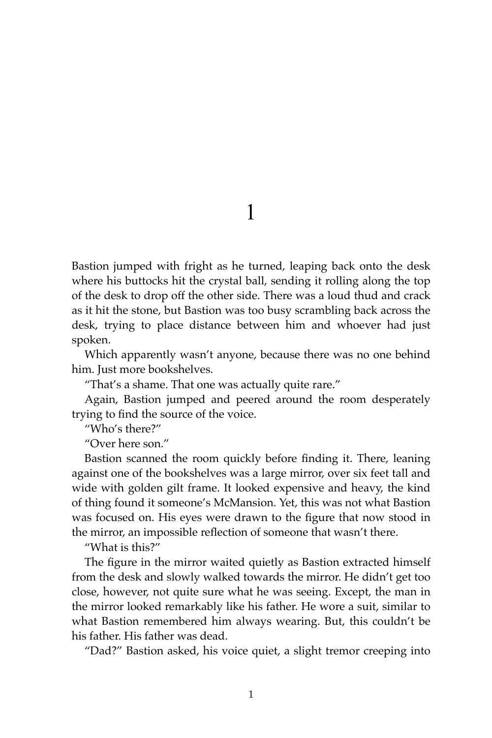# 1

Bastion jumped with fright as he turned, leaping back onto the desk where his buttocks hit the crystal ball, sending it rolling along the top of the desk to drop off the other side. There was a loud thud and crack as it hit the stone, but Bastion was too busy scrambling back across the desk, trying to place distance between him and whoever had just spoken.

Which apparently wasn't anyone, because there was no one behind him. Just more bookshelves.

"That's a shame. That one was actually quite rare."

Again, Bastion jumped and peered around the room desperately trying to find the source of the voice.

"Who's there?"

"Over here son."

Bastion scanned the room quickly before finding it. There, leaning against one of the bookshelves was a large mirror, over six feet tall and wide with golden gilt frame. It looked expensive and heavy, the kind of thing found it someone's McMansion. Yet, this was not what Bastion was focused on. His eyes were drawn to the figure that now stood in the mirror, an impossible reflection of someone that wasn't there.

"What is this?"

The figure in the mirror waited quietly as Bastion extracted himself from the desk and slowly walked towards the mirror. He didn't get too close, however, not quite sure what he was seeing. Except, the man in the mirror looked remarkably like his father. He wore a suit, similar to what Bastion remembered him always wearing. But, this couldn't be his father. His father was dead.

"Dad?" Bastion asked, his voice quiet, a slight tremor creeping into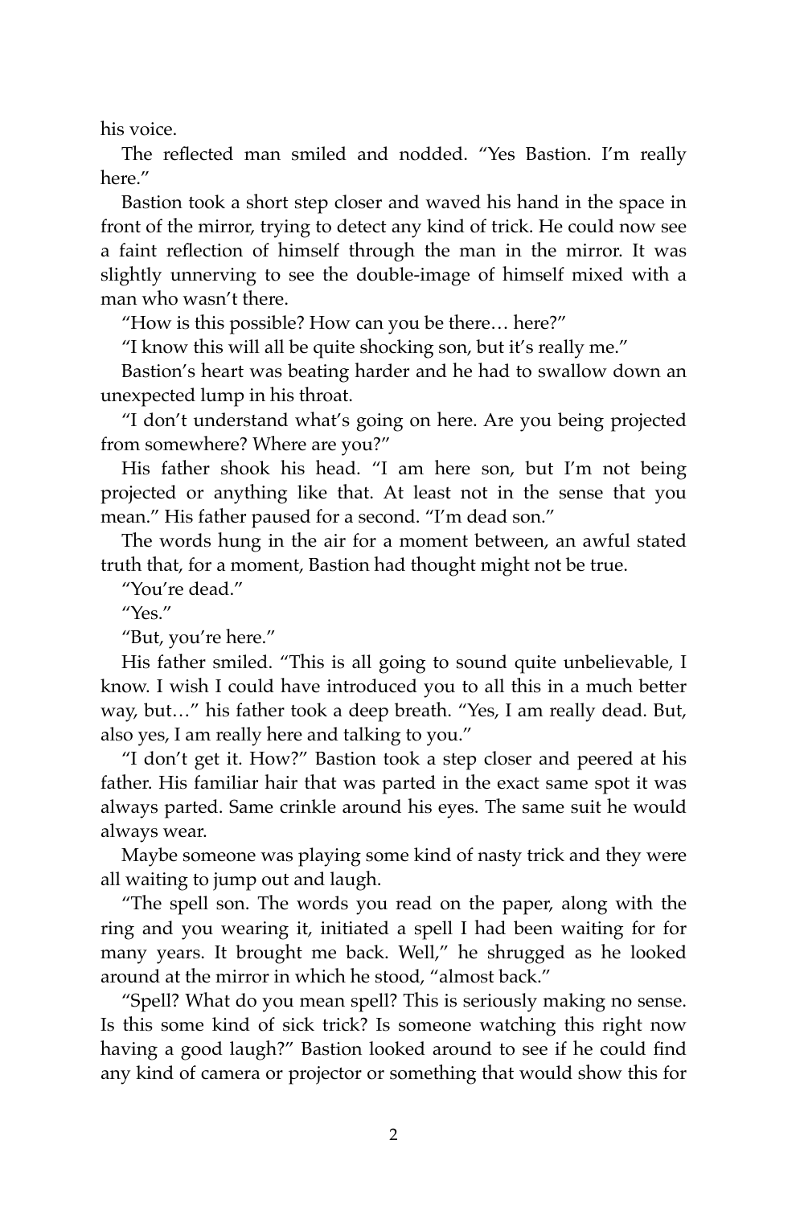his voice.

The reflected man smiled and nodded. "Yes Bastion. I'm really here."

Bastion took a short step closer and waved his hand in the space in front of the mirror, trying to detect any kind of trick. He could now see a faint reflection of himself through the man in the mirror. It was slightly unnerving to see the double-image of himself mixed with a man who wasn't there.

"How is this possible? How can you be there… here?"

"I know this will all be quite shocking son, but it's really me."

Bastion's heart was beating harder and he had to swallow down an unexpected lump in his throat.

"I don't understand what's going on here. Are you being projected from somewhere? Where are you?"

His father shook his head. "I am here son, but I'm not being projected or anything like that. At least not in the sense that you mean." His father paused for a second. "I'm dead son."

The words hung in the air for a moment between, an awful stated truth that, for a moment, Bastion had thought might not be true.

"You're dead."

"Yes."

"But, you're here."

His father smiled. "This is all going to sound quite unbelievable, I know. I wish I could have introduced you to all this in a much better way, but…" his father took a deep breath. "Yes, I am really dead. But, also yes, I am really here and talking to you."

"I don't get it. How?" Bastion took a step closer and peered at his father. His familiar hair that was parted in the exact same spot it was always parted. Same crinkle around his eyes. The same suit he would always wear.

Maybe someone was playing some kind of nasty trick and they were all waiting to jump out and laugh.

"The spell son. The words you read on the paper, along with the ring and you wearing it, initiated a spell I had been waiting for for many years. It brought me back. Well," he shrugged as he looked around at the mirror in which he stood, "almost back."

"Spell? What do you mean spell? This is seriously making no sense. Is this some kind of sick trick? Is someone watching this right now having a good laugh?" Bastion looked around to see if he could find any kind of camera or projector or something that would show this for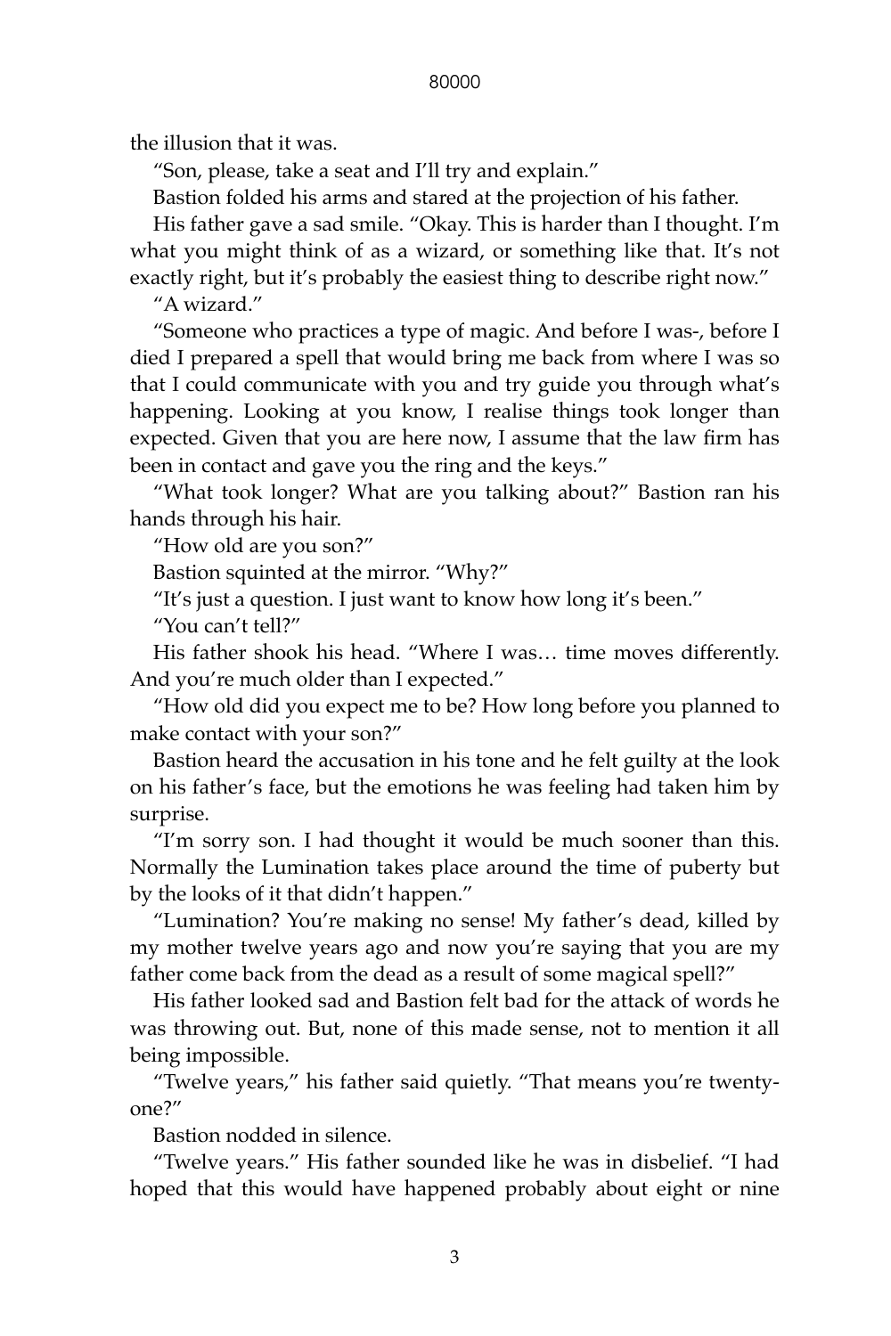the illusion that it was.

"Son, please, take a seat and I'll try and explain."

Bastion folded his arms and stared at the projection of his father.

His father gave a sad smile. "Okay. This is harder than I thought. I'm what you might think of as a wizard, or something like that. It's not exactly right, but it's probably the easiest thing to describe right now."

"A wizard."

"Someone who practices a type of magic. And before I was-, before I died I prepared a spell that would bring me back from where I was so that I could communicate with you and try guide you through what's happening. Looking at you know, I realise things took longer than expected. Given that you are here now, I assume that the law firm has been in contact and gave you the ring and the keys."

"What took longer? What are you talking about?" Bastion ran his hands through his hair.

"How old are you son?"

Bastion squinted at the mirror. "Why?"

"It's just a question. I just want to know how long it's been."

"You can't tell?"

His father shook his head. "Where I was… time moves differently. And you're much older than I expected."

"How old did you expect me to be? How long before you planned to make contact with your son?"

Bastion heard the accusation in his tone and he felt guilty at the look on his father's face, but the emotions he was feeling had taken him by surprise.

"I'm sorry son. I had thought it would be much sooner than this. Normally the Lumination takes place around the time of puberty but by the looks of it that didn't happen."

"Lumination? You're making no sense! My father's dead, killed by my mother twelve years ago and now you're saying that you are my father come back from the dead as a result of some magical spell?"

His father looked sad and Bastion felt bad for the attack of words he was throwing out. But, none of this made sense, not to mention it all being impossible.

"Twelve years," his father said quietly. "That means you're twenty-one?"

Bastion nodded in silence.

"Twelve years." His father sounded like he was in disbelief. "I had hoped that this would have happened probably about eight or nine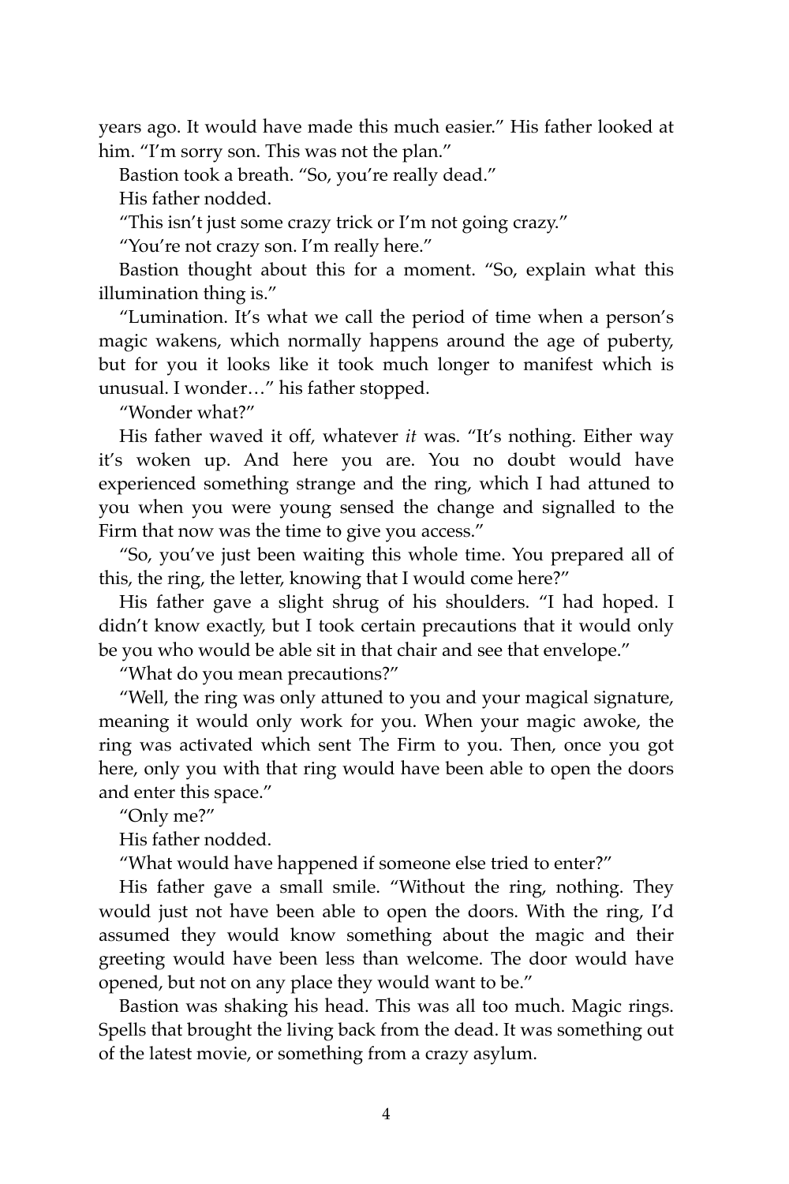years ago. It would have made this much easier." His father looked at him. "I'm sorry son. This was not the plan."

Bastion took a breath. "So, you're really dead."

His father nodded.

"This isn't just some crazy trick or I'm not going crazy."

"You're not crazy son. I'm really here."

Bastion thought about this for a moment. "So, explain what this illumination thing is."

"Lumination. It's what we call the period of time when a person's magic wakens, which normally happens around the age of puberty, but for you it looks like it took much longer to manifest which is unusual. I wonder…" his father stopped.

"Wonder what?"

His father waved it off, whatever *it* was. "It's nothing. Either way it's woken up. And here you are. You no doubt would have experienced something strange and the ring, which I had attuned to you when you were young sensed the change and signalled to the Firm that now was the time to give you access."

"So, you've just been waiting this whole time. You prepared all of this, the ring, the letter, knowing that I would come here?"

His father gave a slight shrug of his shoulders. "I had hoped. I didn't know exactly, but I took certain precautions that it would only be you who would be able sit in that chair and see that envelope."

"What do you mean precautions?"

"Well, the ring was only attuned to you and your magical signature, meaning it would only work for you. When your magic awoke, the ring was activated which sent The Firm to you. Then, once you got here, only you with that ring would have been able to open the doors and enter this space."

"Only me?"

His father nodded.

"What would have happened if someone else tried to enter?"

His father gave a small smile. "Without the ring, nothing. They would just not have been able to open the doors. With the ring, I'd assumed they would know something about the magic and their greeting would have been less than welcome. The door would have opened, but not on any place they would want to be."

Bastion was shaking his head. This was all too much. Magic rings. Spells that brought the living back from the dead. It was something out of the latest movie, or something from a crazy asylum.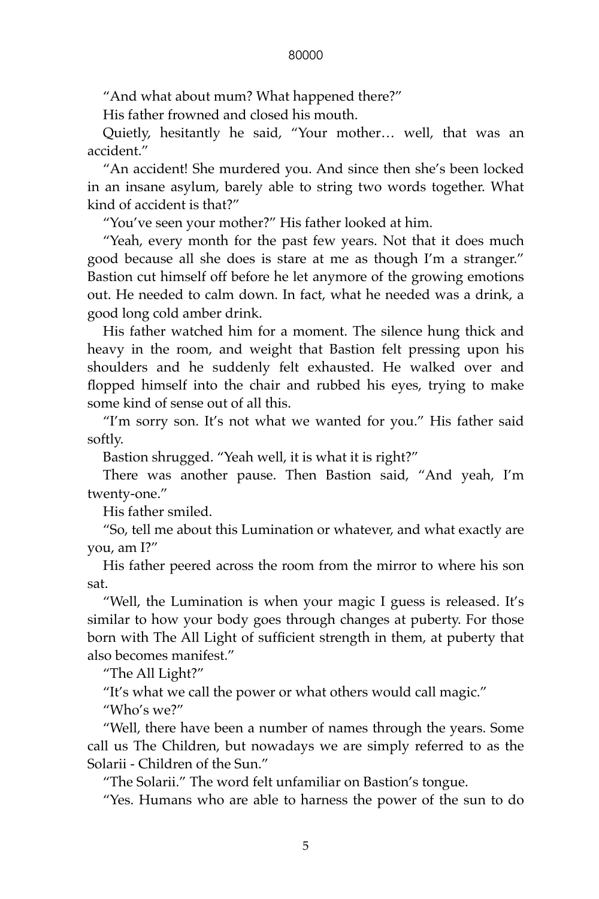"And what about mum? What happened there?"

His father frowned and closed his mouth.

Quietly, hesitantly he said, "Your mother… well, that was an accident."

"An accident! She murdered you. And since then she's been locked in an insane asylum, barely able to string two words together. What kind of accident is that?"

"You've seen your mother?" His father looked at him.

"Yeah, every month for the past few years. Not that it does much good because all she does is stare at me as though I'm a stranger." Bastion cut himself off before he let anymore of the growing emotions out. He needed to calm down. In fact, what he needed was a drink, a good long cold amber drink.

His father watched him for a moment. The silence hung thick and heavy in the room, and weight that Bastion felt pressing upon his shoulders and he suddenly felt exhausted. He walked over and flopped himself into the chair and rubbed his eyes, trying to make some kind of sense out of all this.

"I'm sorry son. It's not what we wanted for you." His father said softly.

Bastion shrugged. "Yeah well, it is what it is right?"

There was another pause. Then Bastion said, "And yeah, I'm twenty-one."

His father smiled.

"So, tell me about this Lumination or whatever, and what exactly are you, am I?"

His father peered across the room from the mirror to where his son sat.

"Well, the Lumination is when your magic I guess is released. It's similar to how your body goes through changes at puberty. For those born with The All Light of sufficient strength in them, at puberty that also becomes manifest."

"The All Light?"

"It's what we call the power or what others would call magic."

"Who's we?"

"Well, there have been a number of names through the years. Some call us The Children, but nowadays we are simply referred to as the Solarii - Children of the Sun."

"The Solarii." The word felt unfamiliar on Bastion's tongue.

"Yes. Humans who are able to harness the power of the sun to do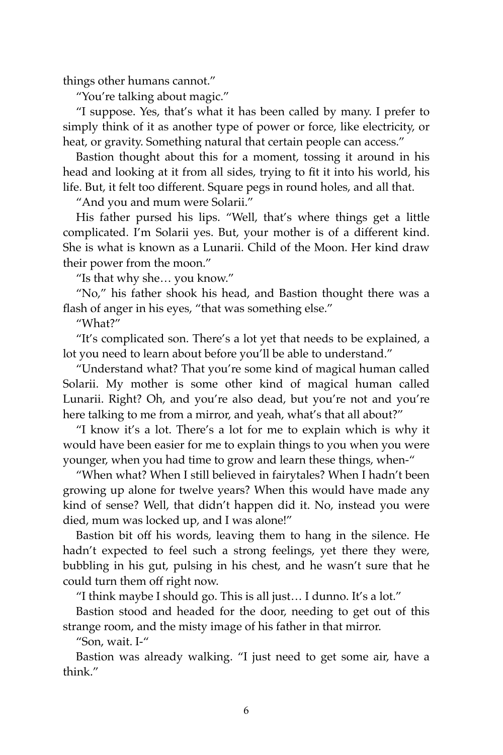things other humans cannot."

"You're talking about magic."

"I suppose. Yes, that's what it has been called by many. I prefer to simply think of it as another type of power or force, like electricity, or heat, or gravity. Something natural that certain people can access."

Bastion thought about this for a moment, tossing it around in his head and looking at it from all sides, trying to fit it into his world, his life. But, it felt too different. Square pegs in round holes, and all that.

"And you and mum were Solarii."

His father pursed his lips. "Well, that's where things get a little complicated. I'm Solarii yes. But, your mother is of a different kind. She is what is known as a Lunarii. Child of the Moon. Her kind draw their power from the moon."

"Is that why she… you know."

"No," his father shook his head, and Bastion thought there was a flash of anger in his eyes, "that was something else."

"What?"

"It's complicated son. There's a lot yet that needs to be explained, a lot you need to learn about before you'll be able to understand."

"Understand what? That you're some kind of magical human called Solarii. My mother is some other kind of magical human called Lunarii. Right? Oh, and you're also dead, but you're not and you're here talking to me from a mirror, and yeah, what's that all about?"

"I know it's a lot. There's a lot for me to explain which is why it would have been easier for me to explain things to you when you were younger, when you had time to grow and learn these things, when-"

"When what? When I still believed in fairytales? When I hadn't been growing up alone for twelve years? When this would have made any kind of sense? Well, that didn't happen did it. No, instead you were died, mum was locked up, and I was alone!"

Bastion bit off his words, leaving them to hang in the silence. He hadn't expected to feel such a strong feelings, yet there they were, bubbling in his gut, pulsing in his chest, and he wasn't sure that he could turn them off right now.

"I think maybe I should go. This is all just… I dunno. It's a lot."

Bastion stood and headed for the door, needing to get out of this strange room, and the misty image of his father in that mirror.

"Son, wait. I-"

Bastion was already walking. "I just need to get some air, have a think."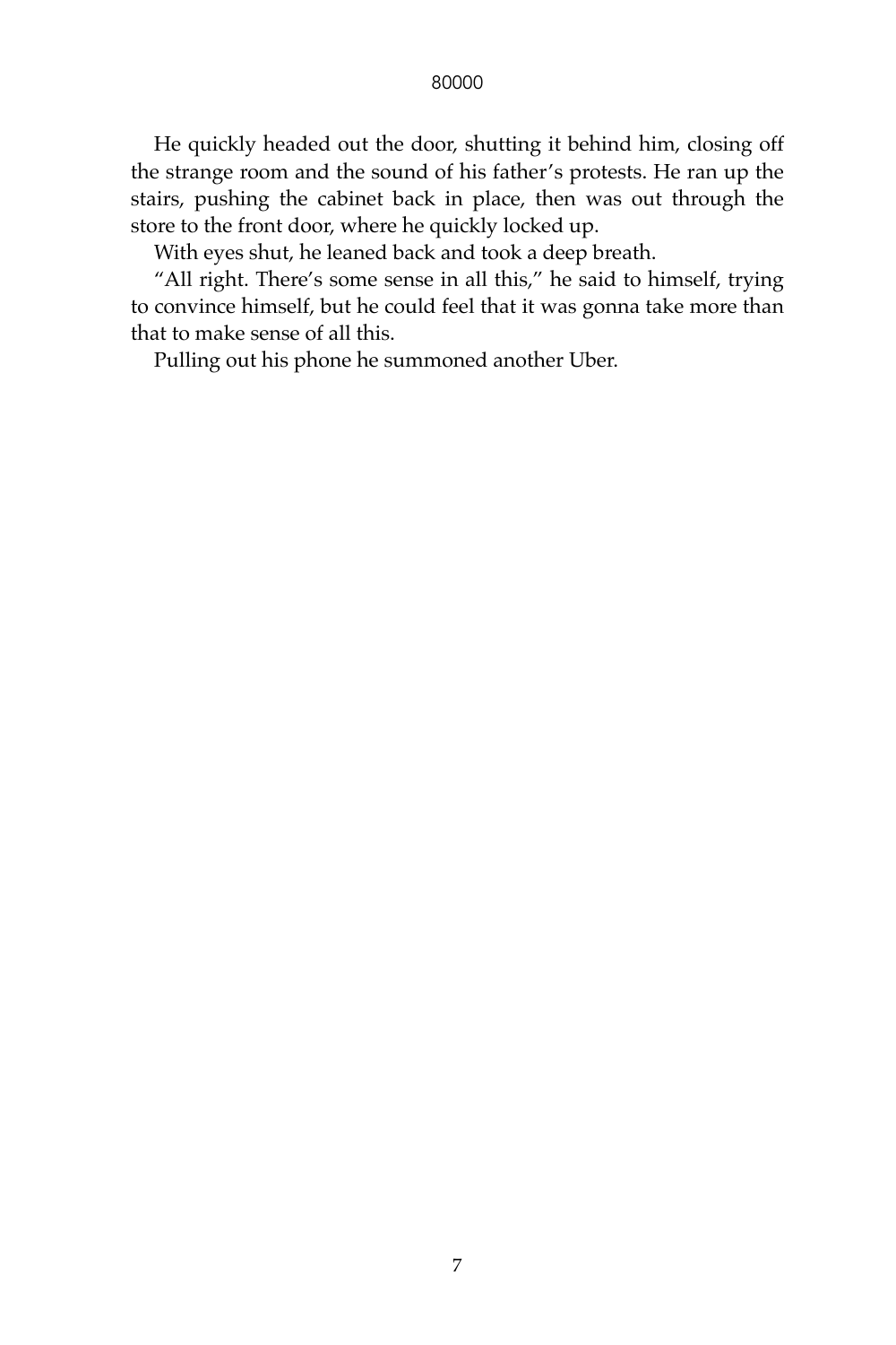He quickly headed out the door, shutting it behind him, closing off the strange room and the sound of his father's protests. He ran up the stairs, pushing the cabinet back in place, then was out through the store to the front door, where he quickly locked up.

With eyes shut, he leaned back and took a deep breath.

"All right. There's some sense in all this," he said to himself, trying to convince himself, but he could feel that it was gonna take more than that to make sense of all this.

Pulling out his phone he summoned another Uber.